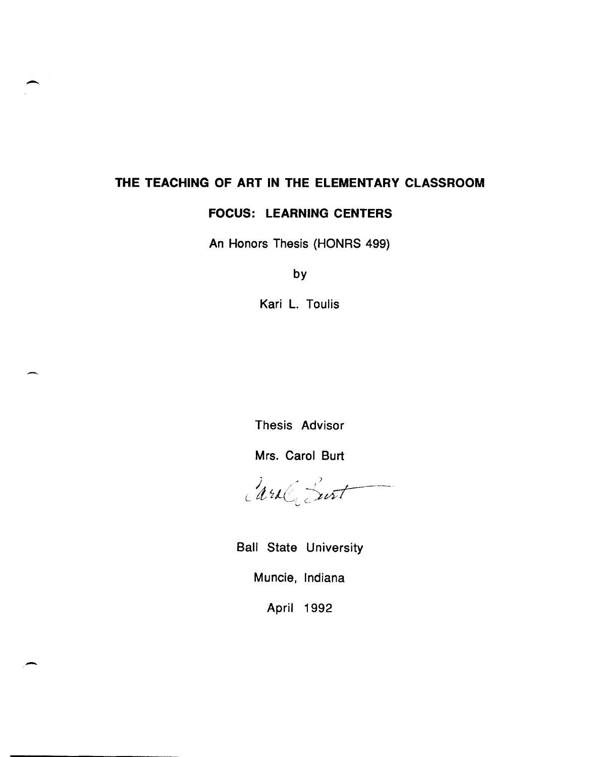# THE TEACHING OF ART IN THE ELEMENTARY CLASSROOM

## FOCUS: LEARNING CENTERS

An Honors Thesis (HONRS 499)

by

Kari L. Toulis

Thesis Advisor

Mrs. Carol Burt

Ball State University

Muncie, Indiana

April 1992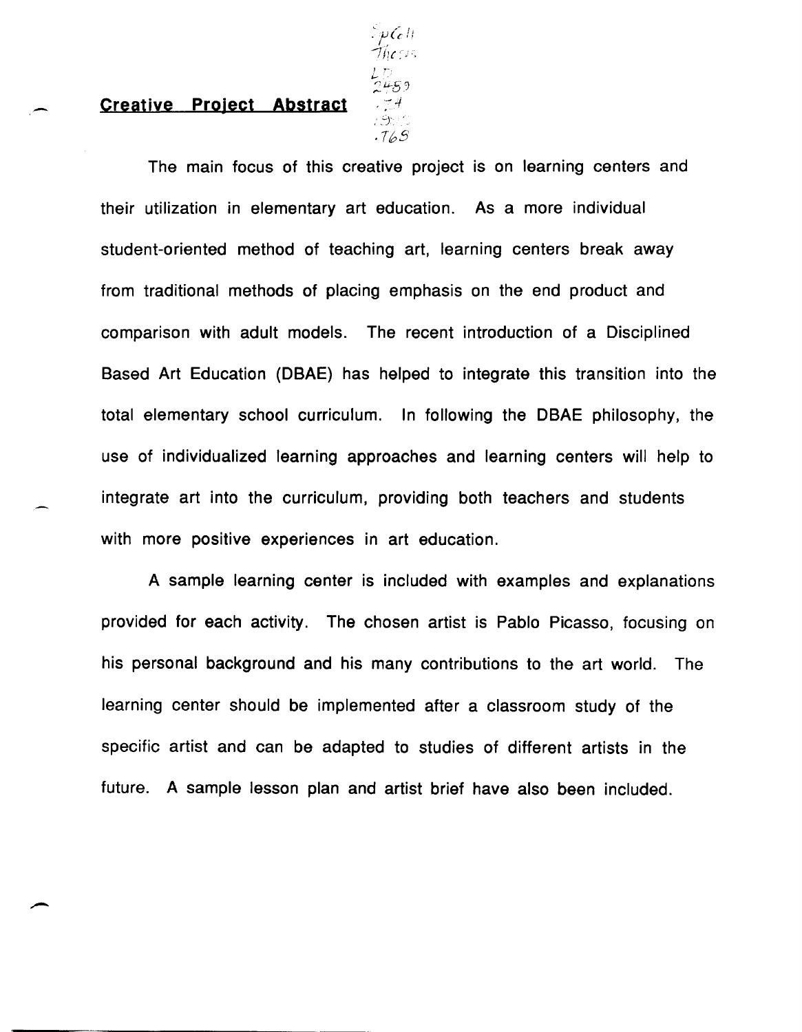## Creative Project Abstract

The main focus of this creative project is on learning centers and their utilization in elementary art education. As a more individual student-oriented method of teaching art, learning centers break away from traditional methods of placing emphasis on the end product and comparison with adult models. The recent introduction of a Disciplined Based Art Education (DBAE) has helped to integrate this transition into the total elementary school curriculum. In following the DBAE philosophy, the use of individualized learning approaches and learning centers will help to integrate art into the curriculum, providing both teachers and students with more positive experiences in art education.

A sample learning center is included with examples and explanations provided for each activity. The chosen artist is Pablo Picasso, focusing on his personal background and his many contributions to the art world. The learning center should be implemented after a classroom study of the specific artist and can be adapted to studies of different artists in the future. A sample lesson plan and artist brief have also been included.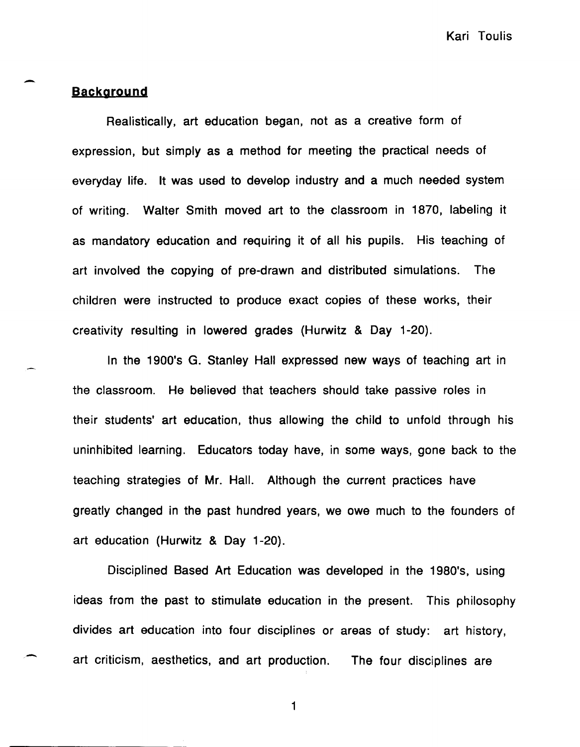## **Background**

Realistically, art education began, not as a creative form of expression, but simply as a method for meeting the practical needs of everyday life. It was used to develop industry and a much needed system of writing. Walter Smith moved art to the classroom in 1870, labeling it as mandatory education and requiring it of all his pupils. His teaching of art involved the copying of pre-drawn and distributed simulations. The children were instructed to produce exact copies of these works, their creativity resulting in lowered grades (Hurwitz & Day 1-20).

In the 1900's G. Stanley Hall expressed new ways of teaching art in the classroom. He believed that teachers should take passive roles in their students' art education, thus allowing the child to unfold through his uninhibited learning. Educators today have, in some ways, gone back to the teaching strategies of Mr. Hall. Although the current practices have greatly changed in the past hundred years, we owe much to the founders of art education (Hurwitz & Day 1-20).

Disciplined Based Art Education was developed in the 1980's, using ideas from the past to stimulate education in the present. This philosophy divides art education into four disciplines or areas of study: art history, art criticism, aesthetics, and art production. The four disciplines are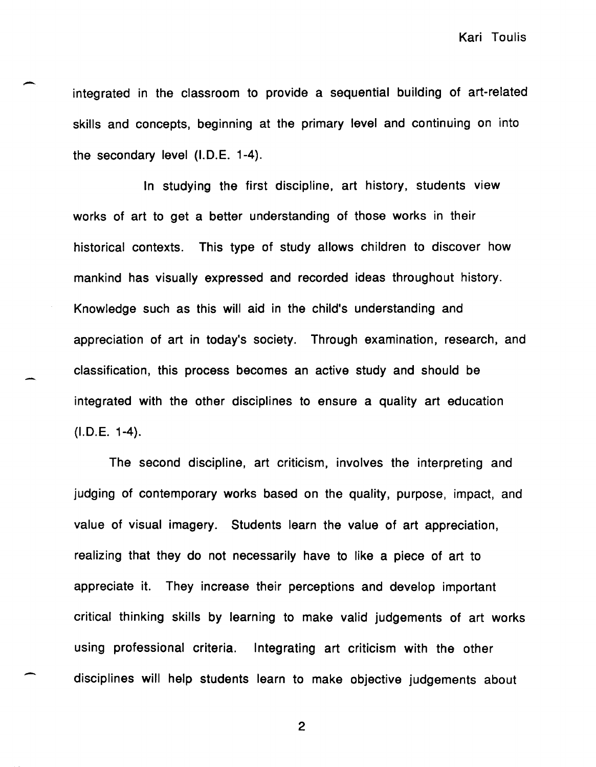integrated in the classroom to provide a sequential building of art-related skills and concepts, beginning at the primary level and continuing on into the secondary level (I.D.E. 1-4).

In studying the first discipline, art history, students view works of art to get a better understanding of those works in their historical contexts. This type of study allows children to discover how mankind has visually expressed and recorded ideas throughout history. Knowledge such as this will aid in the child's understanding and appreciation of art in today's society. Through examination, research, and classification, this process becomes an active study and should be integrated with the other disciplines to ensure a quality art education (I.D.E. 1-4).

The second discipline, art criticism, involves the interpreting and judging of contemporary works based on the quality, purpose, impact, and value of visual imagery. Students learn the value of art appreciation, realizing that they do not necessarily have to like a piece of art to appreciate it. They increase their perceptions and develop important critical thinking skills by learning to make valid judgements of art works using professional criteria. Integrating art criticism with the other disciplines will help students learn to make objective judgements about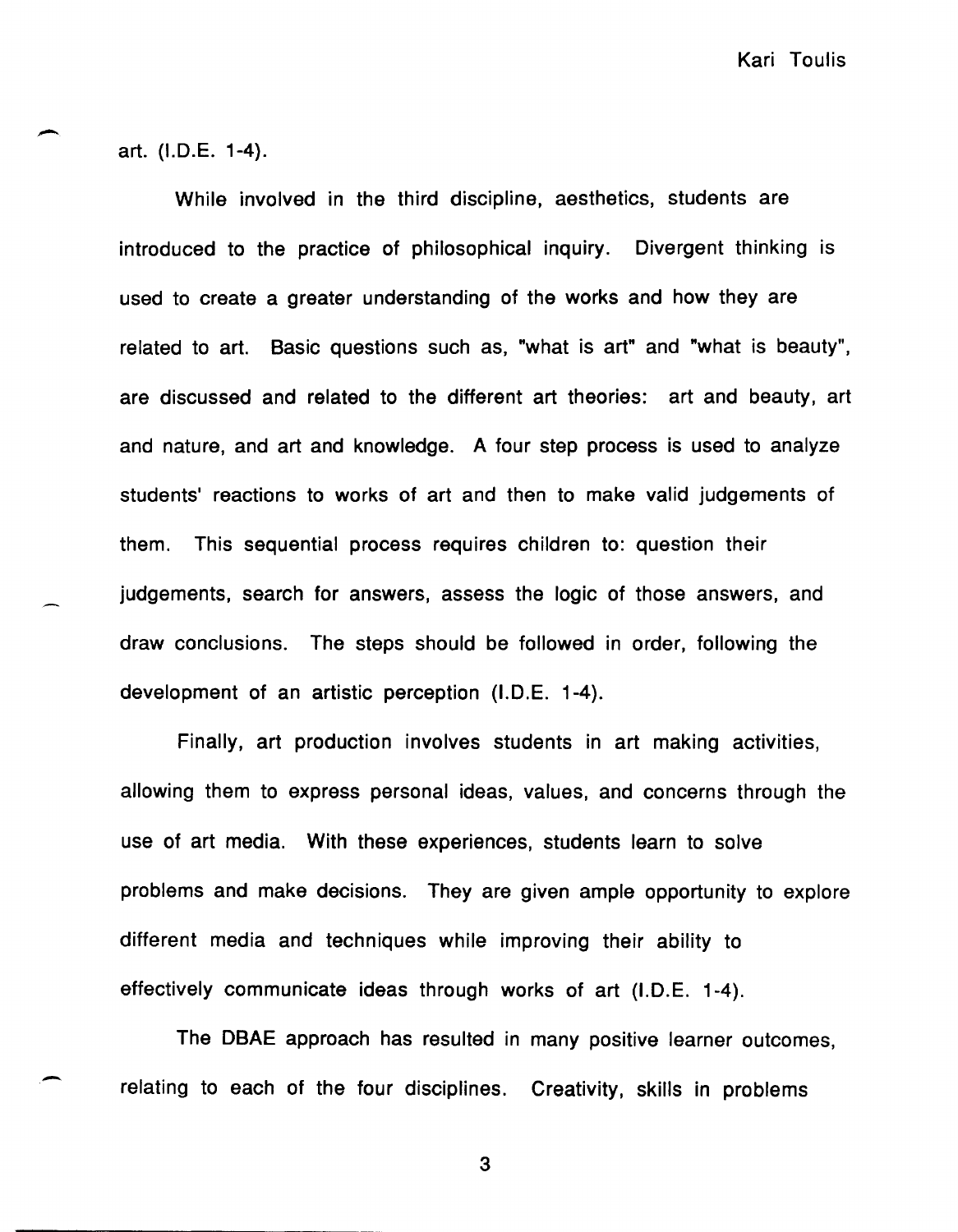art. (I.D.E. 1-4).

While involved in the third discipline, aesthetics, students are introduced to the practice of philosophical inquiry. Divergent thinking is used to create a greater understanding of the works and how they are related to art. Basic questions such as, "what is art" and "what is beauty", are discussed and related to the different art theories: art and beauty, art and nature, and art and knowledge. A four step process is used to analyze students' reactions to works of art and then to make valid judgements of them. This sequential process requires children to: question their judgements, search for answers, assess the logic of those answers, and draw conclusions. The steps should be followed in order, following the development of an artistic perception (I.D.E. 1-4).

Finally, art production involves students in art making activities, allowing them to express personal ideas, values, and concerns through the use of art media. With these experiences, students learn to solve problems and make decisions. They are given ample opportunity to explore different media and techniques while improving their ability to effectively communicate ideas through works of art (I.D.E. 1-4).

The DBAE approach has resulted in many positive learner outcomes, relating to each of the four disciplines. Creativity, skills in problems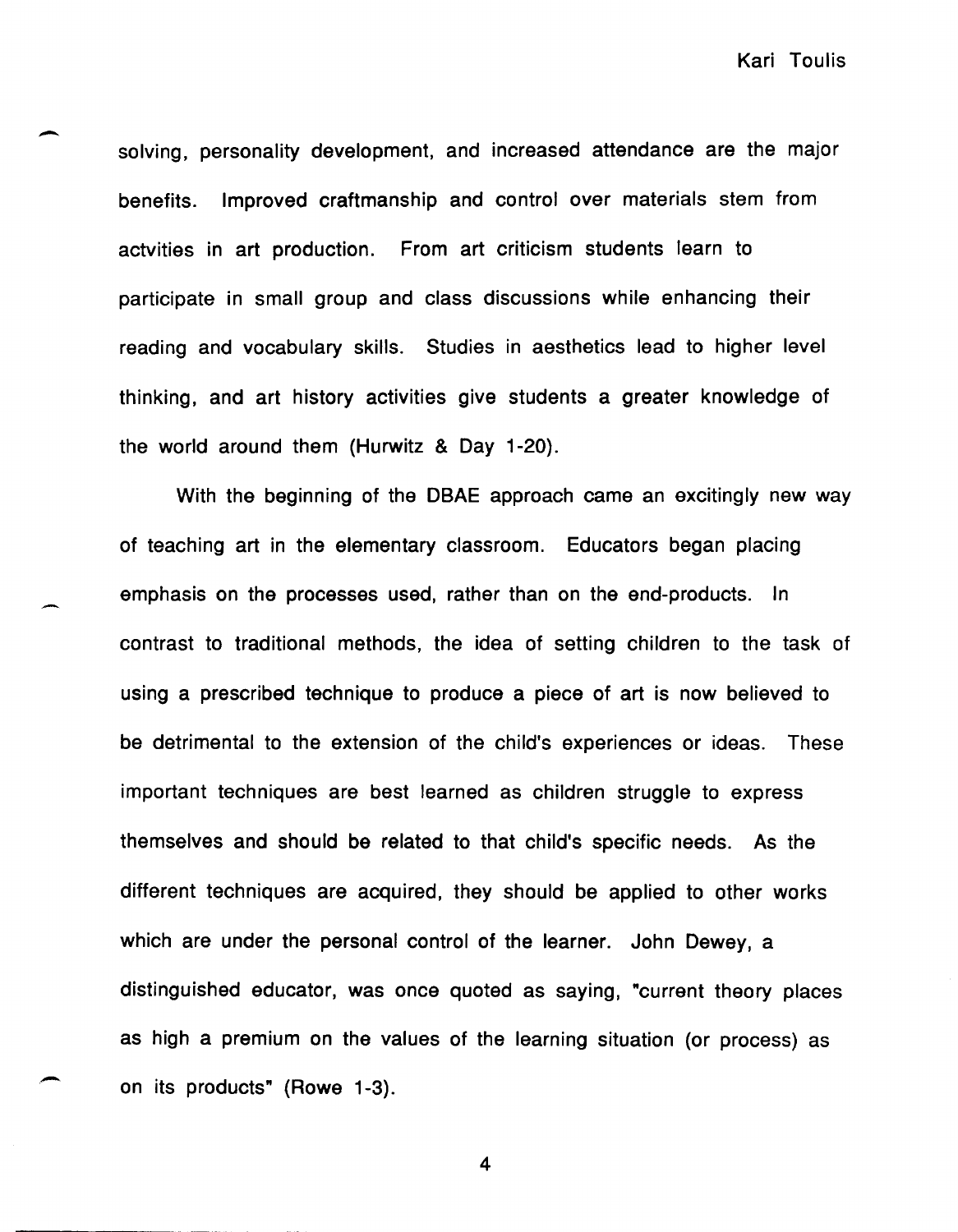solving, personality development, and increased attendance are the major benefits. Improved craftmanship and control over materials stem from actvities in art production. From art criticism students learn to participate in small group and class discussions while enhancing their reading and vocabulary skills. Studies in aesthetics lead to higher level thinking, and art history activities give students a greater knowledge of the world around them (Hurwitz & Day 1-20).

With the beginning of the DBAE approach came an excitingly new way of teaching art in the elementary classroom. Educators began placing emphasis on the processes used, rather than on the end-products. In contrast to traditional methods, the idea of setting children to the task of using a prescribed technique to produce a piece of art is now believed to be detrimental to the extension of the child's experiences or ideas. These important techniques are best learned as children struggle to express themselves and should be related to that child's specific needs. As the different techniques are acquired, they should be applied to other works which are under the personal control of the learner. John Dewey, a distinguished educator, was once quoted as saying, "current theory places as high a premium on the values of the learning situation (or process) as on its products" (Rowe 1-3).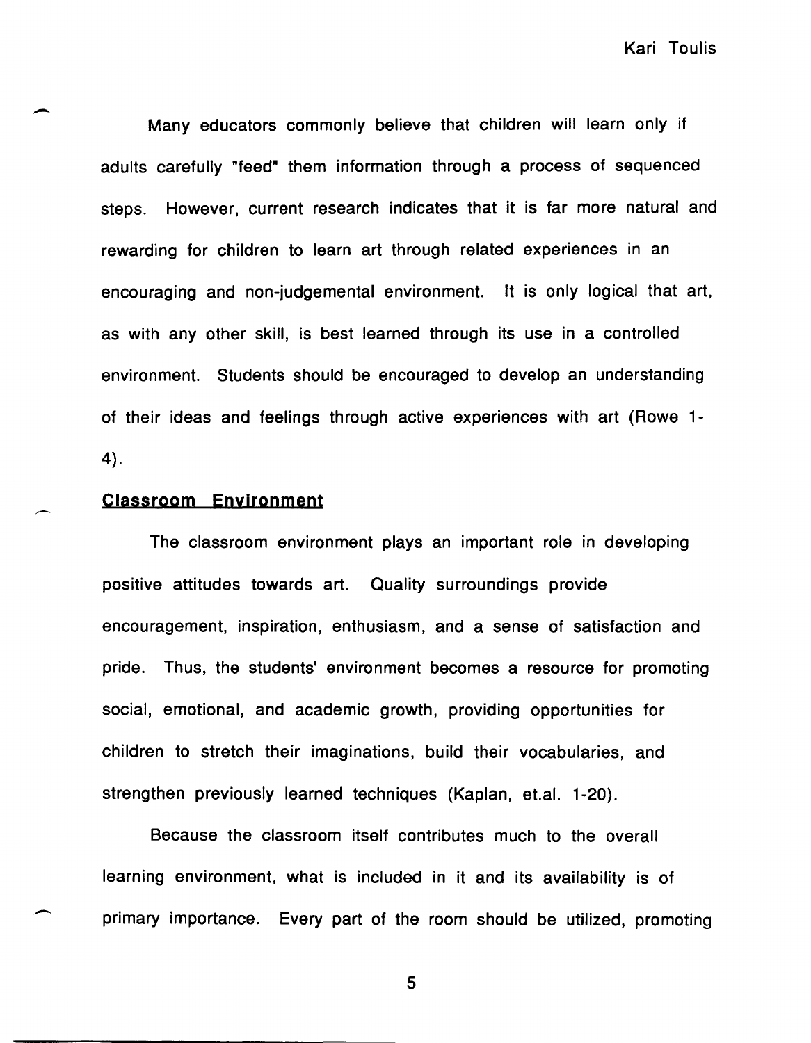Many educators commonly believe that children will learn only if adults carefully "feed" them information through a process of sequenced steps. However, current research indicates that it is far more natural and rewarding for children to learn art through related experiences in an encouraging and non-judgemental environment. It is only logical that art, as with any other skill, is best learned through its use in a controlled environment. Students should be encouraged to develop an understanding of their ideas and feelings through active experiences with art (Rowe 1-4).

## Classroom Environment

The classroom environment plays an important role in developing positive attitudes towards art. Quality surroundings provide encouragement, inspiration, enthusiasm, and a sense of satisfaction and pride. Thus, the students' environment becomes a resource for promoting social, emotional, and academic growth, providing opportunities for children to stretch their imaginations, build their vocabularies, and strengthen previously learned techniques (Kaplan, et.al. 1-20).

Because the classroom itself contributes much to the overall learning environment, what is included in it and its availability is of primary importance. Every part of the room should be utilized, promoting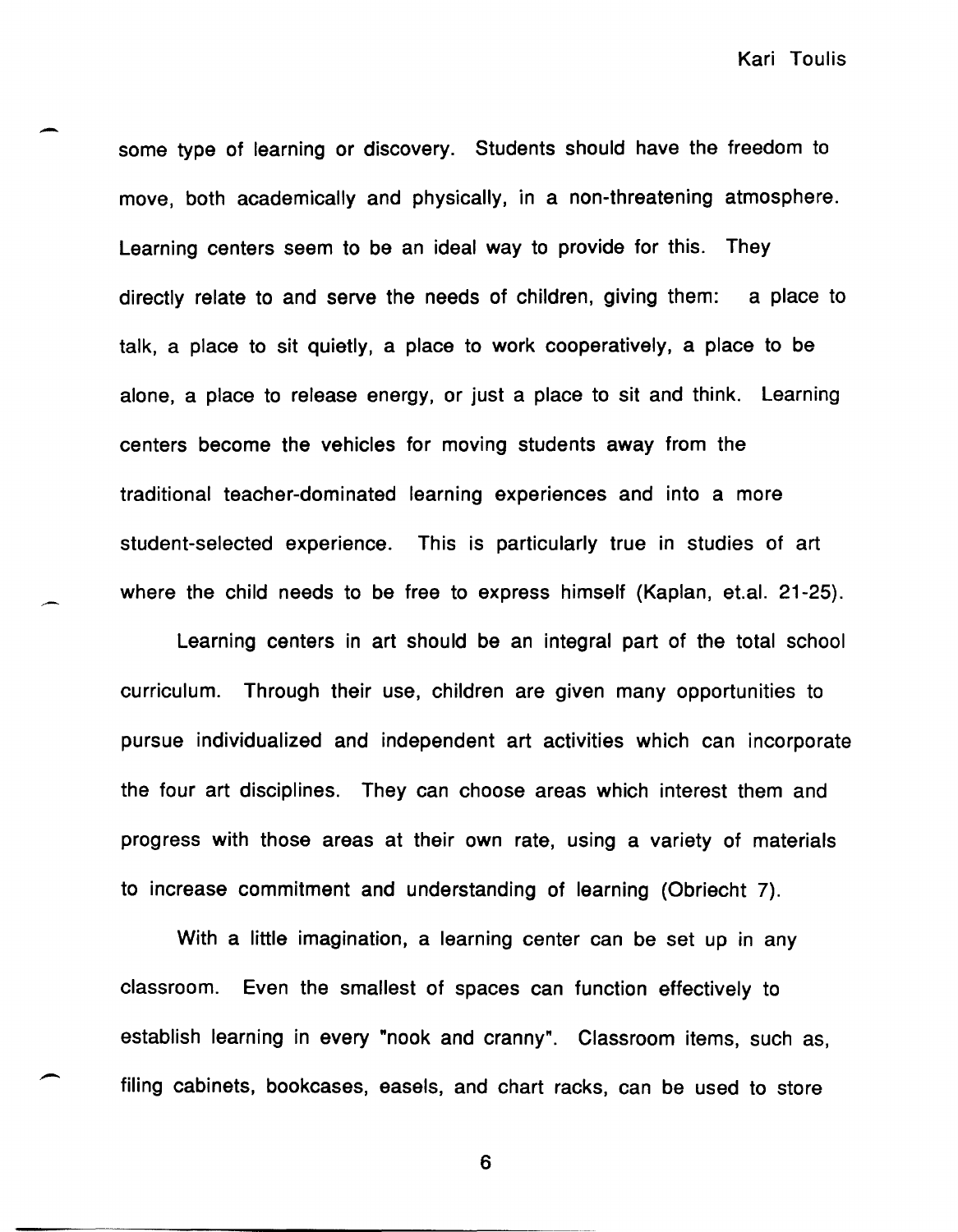some type of learning or discovery. Students should have the freedom to move, both academically and physically, in a non-threatening atmosphere. Learning centers seem to be an ideal way to provide for this. They directly relate to and serve the needs of children, giving them: a place to talk, a place to sit quietly, a place to work cooperatively, a place to be alone, a place to release energy, or just a place to sit and think. Learning centers become the vehicles for moving students away from the traditional teacher-dominated learning experiences and into a more student-selected experience. This is particularly true in studies of art where the child needs to be free to express himself (Kaplan, et.al. 21-25).

Learning centers in art should be an integral part of the total school curriculum. Through their use, children are given many opportunities to pursue individualized and independent art activities which can incorporate the four art disciplines. They can choose areas which interest them and progress with those areas at their own rate, using a variety of materials to increase commitment and understanding of learning (Obriecht 7).

With a little imagination, a learning center can be set up in any classroom. Even the smallest of spaces can function effectively to establish learning in every "nook and cranny". Classroom items, such as, filing cabinets, bookcases, easels, and chart racks, can be used to store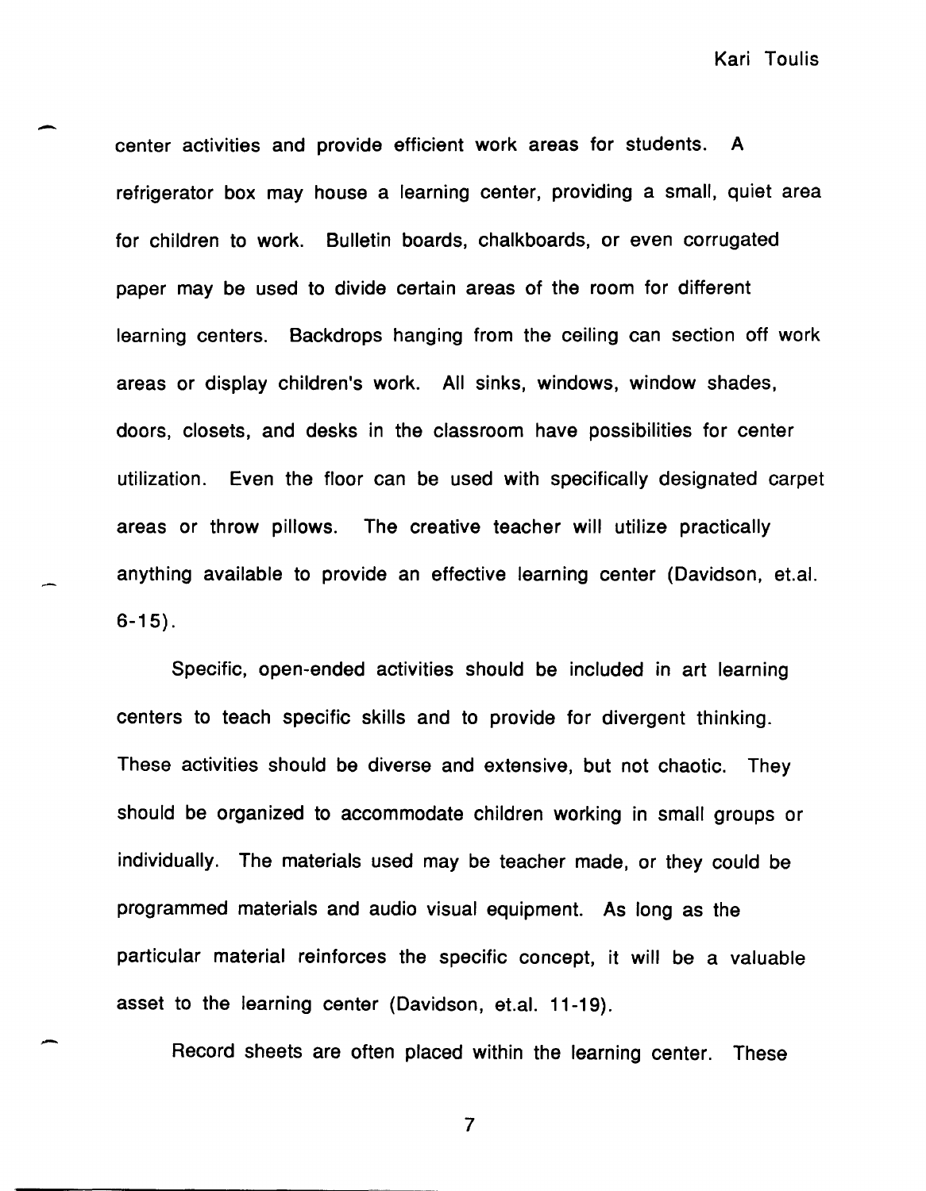center activities and provide efficient work areas for students. A refrigerator box may house a learning center, providing a small, quiet area for children to work. Bulletin boards, chalkboards, or even corrugated paper may be used to divide certain areas of the room for different learning centers. Backdrops hanging from the ceiling can section off work areas or display children's work. All sinks, windows, window shades, doors, closets, and desks in the classroom have possibilities for center utilization. Even the floor can be used with specifically designated carpet areas or throw pillows. The creative teacher will utilize practically anything available to provide an effective learning center (Davidson, et.al. 6-15).

Specific, open-ended activities should be included in art learning centers to teach specific skills and to provide for divergent thinking. These activities should be diverse and extensive, but not chaotic. They should be organized to accommodate children working in small groups or individually. The materials used may be teacher made, or they could be programmed materials and audio visual equipment. As long as the particular material reinforces the specific concept, it will be a valuable asset to the learning center (Davidson, et.al. 11-19).

Record sheets are often placed within the learning center. These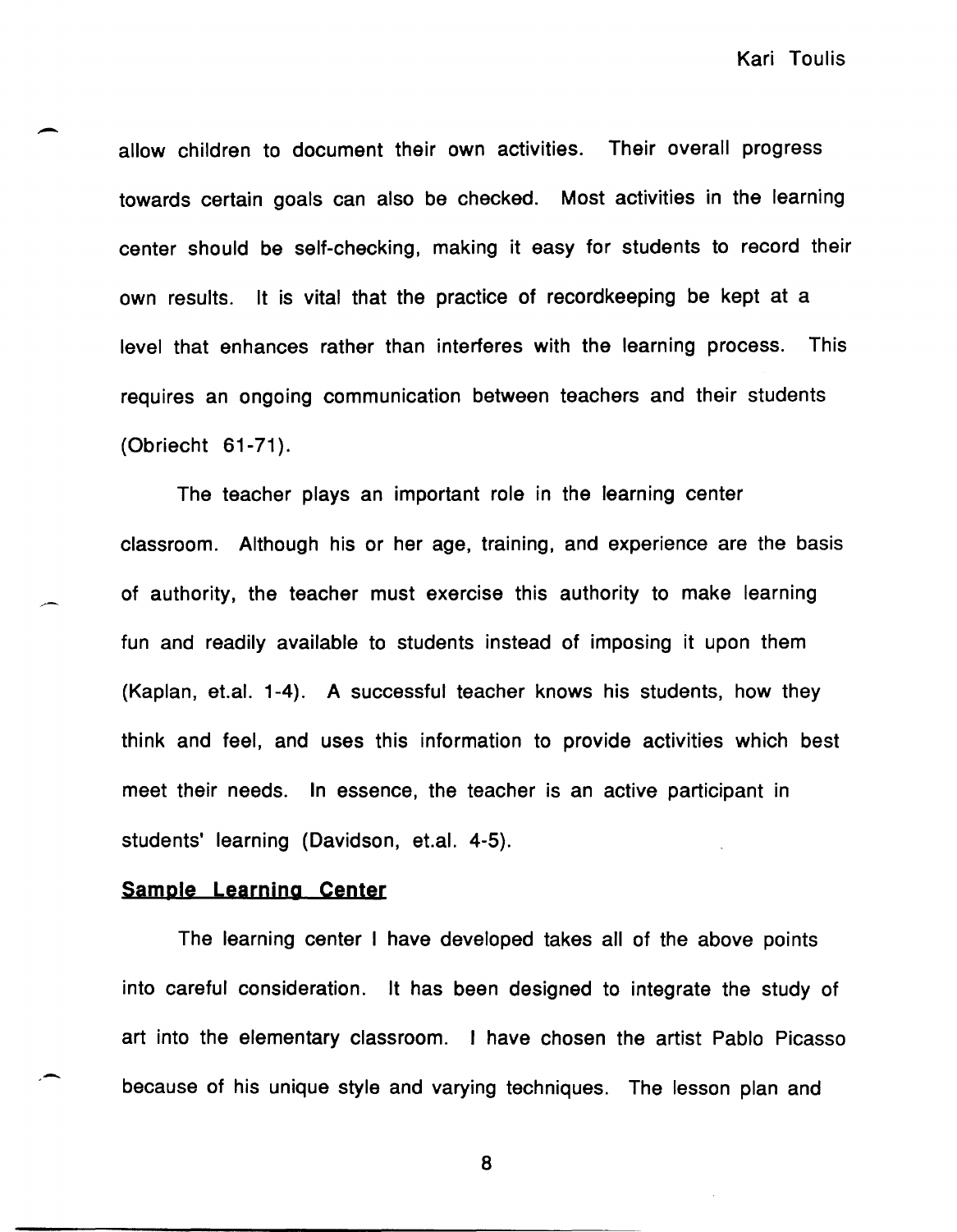allow children to document their own activities. Their overall progress towards certain goals can also be checked. Most activities in the learning center should be self-checking, making it easy for students to record their own results. It is vital that the practice of recordkeeping be kept at a level that enhances rather than interferes with the learning process. This requires an ongoing communication between teachers and their students (Obriecht 61-71).

The teacher plays an important role in the learning center classroom. Although his or her age, training, and experience are the basis of authority, the teacher must exercise this authority to make learning fun and readily available to students instead of imposing it upon them (Kaplan, et.al. 1-4). A successful teacher knows his students, how they think and feel, and uses this information to provide activities which best meet their needs. In essence, the teacher is an active participant in students' learning (Davidson, et.al. 4-5).

## Sample Learning Center

The learning center I have developed takes all of the above points into careful consideration. It has been designed to integrate the study of art into the elementary classroom. I have chosen the artist Pablo Picasso because of his unique style and varying techniques. The lesson plan and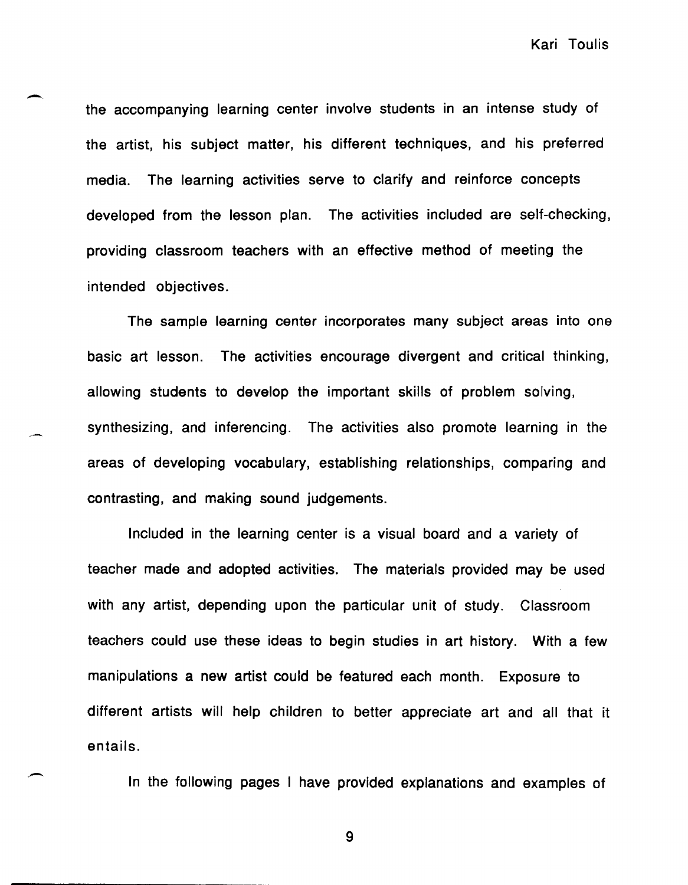the accompanying learning center involve students in an intense study of the artist, his subject matter, his different techniques, and his preferred media. The learning activities serve to clarify and reinforce concepts developed from the lesson plan. The activities included are self-checking, providing classroom teachers with an effective method of meeting the intended objectives.

The sample learning center incorporates many subject areas into one basic art lesson. The activities encourage divergent and critical thinking, allowing students to develop the important skills of problem solving, synthesizing, and inferencing. The activities also promote learning in the areas of developing vocabulary, establishing relationships, comparing and contrasting, and making sound judgements.

Included in the learning center is a visual board and a variety of teacher made and adopted activities. The materials provided may be used with any artist, depending upon the particular unit of study. Classroom teachers could use these ideas to begin studies in art history. With a few manipulations a new artist could be featured each month. Exposure to different artists will help children to better appreciate art and all that it entails.

In the following pages I have provided explanations and examples of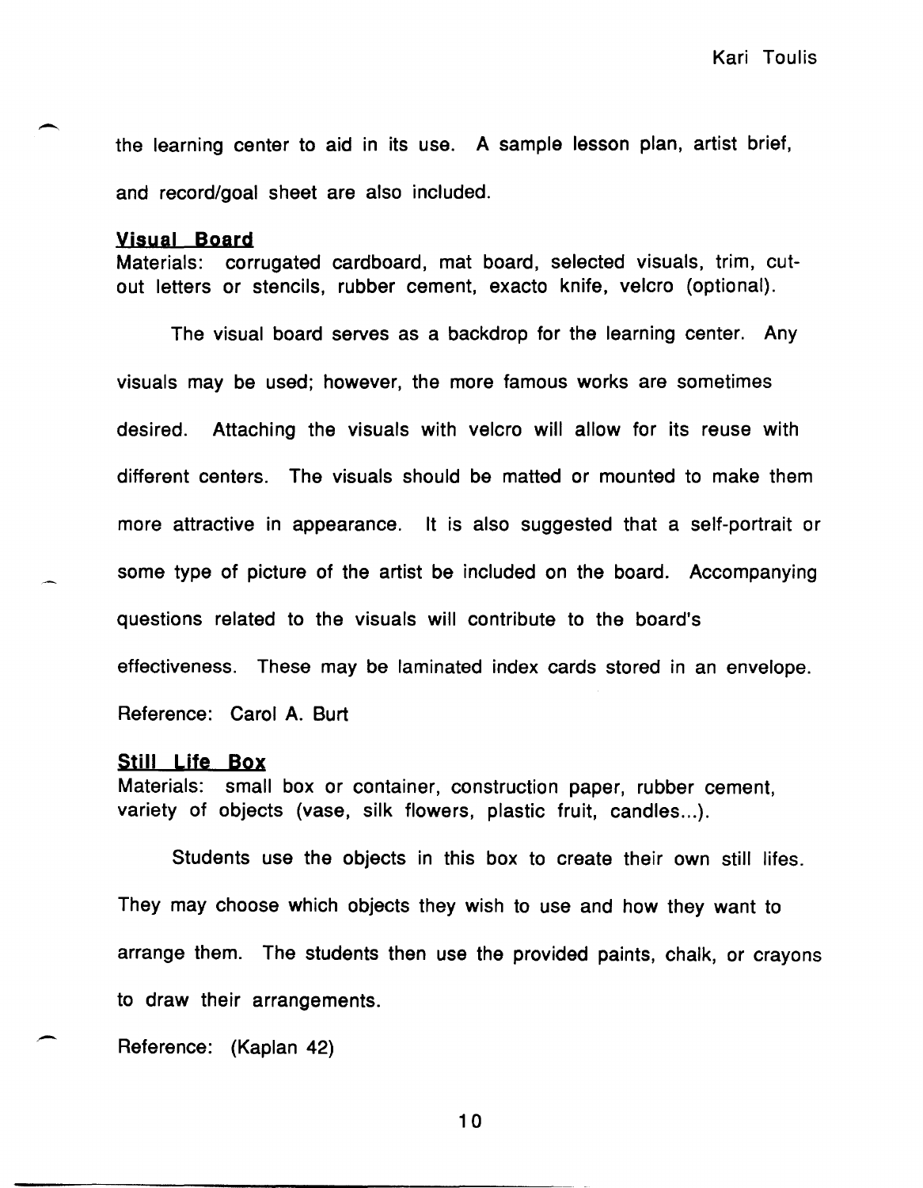the learning center to aid in its use. A sample lesson plan, artist brief, and record/goal sheet are also included.

### Visual Board

Materials: corrugated cardboard, mat board, selected visuals, trim, cut-out letters or stencils, rubber cement, exacto knife, velcro (optional).

The visual board serves as a backdrop for the learning center. Any visuals may be used; however, the more famous works are sometimes desired. Attaching the visuals with velcro will allow for its reuse with different centers. The visuals should be matted or mounted to make them more attractive in appearance. It is also suggested that a self-portrait or some type of picture of the artist be included on the board. Accompanying questions related to the visuals will contribute to the board's effectiveness. These may be laminated index cards stored in an envelope.

Reference: Carol A. Burt

### Still Life Box

Materials: small box or container, construction paper, rubber cement, variety of objects (vase, silk flowers, plastic fruit, candles...).

Students use the objects in this box to create their own still lifes. They may choose which objects they wish to use and how they want to arrange them. The students then use the provided paints, chalk, or crayons to draw their arrangements.

Reference: (Kaplan 42)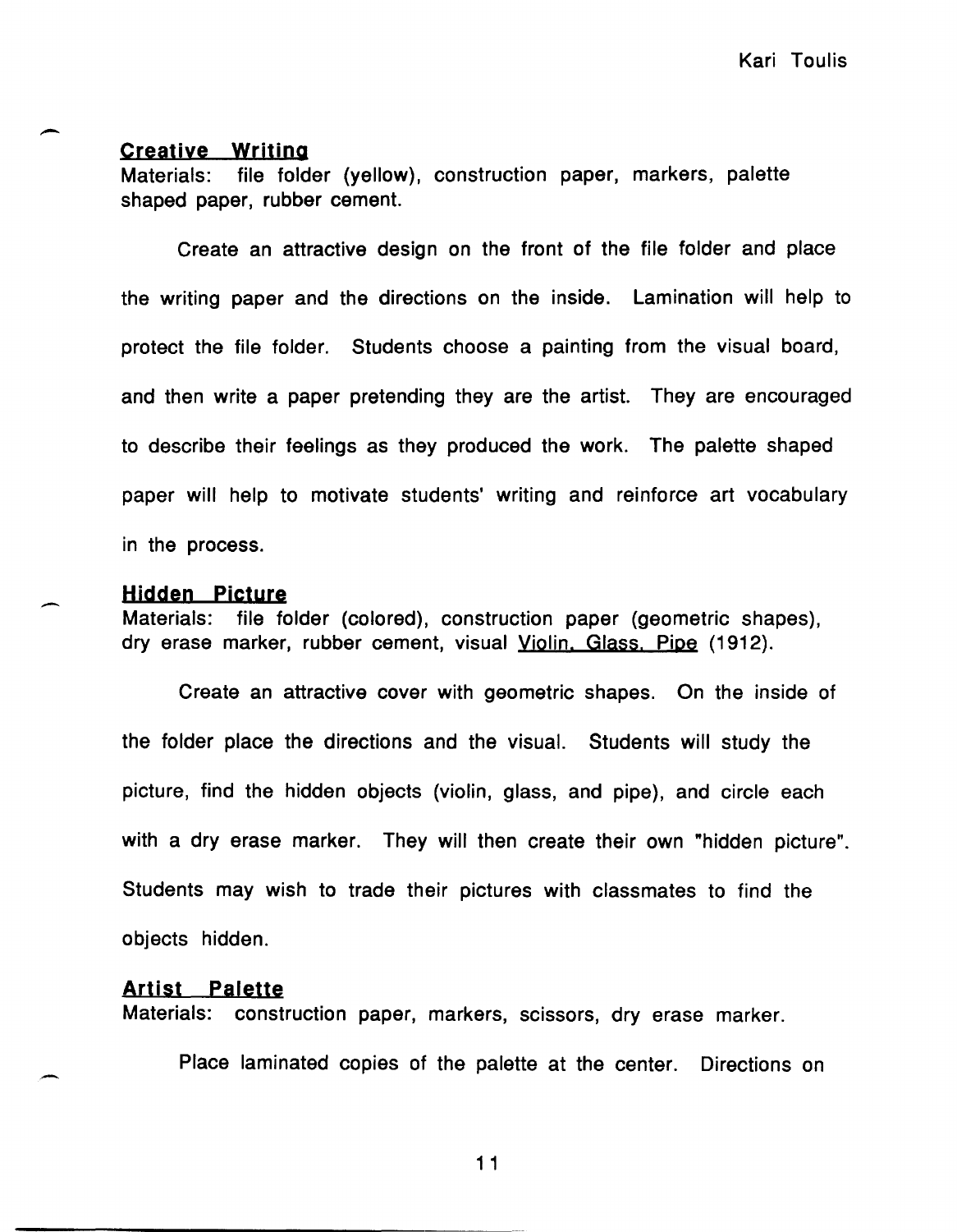## Creative Writing

Materials: file folder (yellow), construction paper, markers, palette shaped paper, rubber cement.

Create an attractive design on the front of the file folder and place the writing paper and the directions on the inside. Lamination will help to protect the file folder. Students choose a painting from the visual board, and then write a paper pretending they are the artist. They are encouraged to describe their feelings as they produced the work. The palette shaped paper will help to motivate students' writing and reinforce art vocabulary in the process.

## Hidden Picture

Materials: file folder (colored), construction paper (geometric shapes), dry erase marker, rubber cement, visual Violin, Glass, Pipe (1912).

Create an attractive cover with geometric shapes. On the inside of the folder place the directions and the visual. Students will study the picture, find the hidden objects (violin, glass, and pipe), and circle each with a dry erase marker. They will then create their own "hidden picture". Students may wish to trade their pictures with classmates to find the objects hidden.

## Artist Palette

Materials: construction paper, markers, scissors, dry erase marker.

Place laminated copies of the palette at the center. Directions on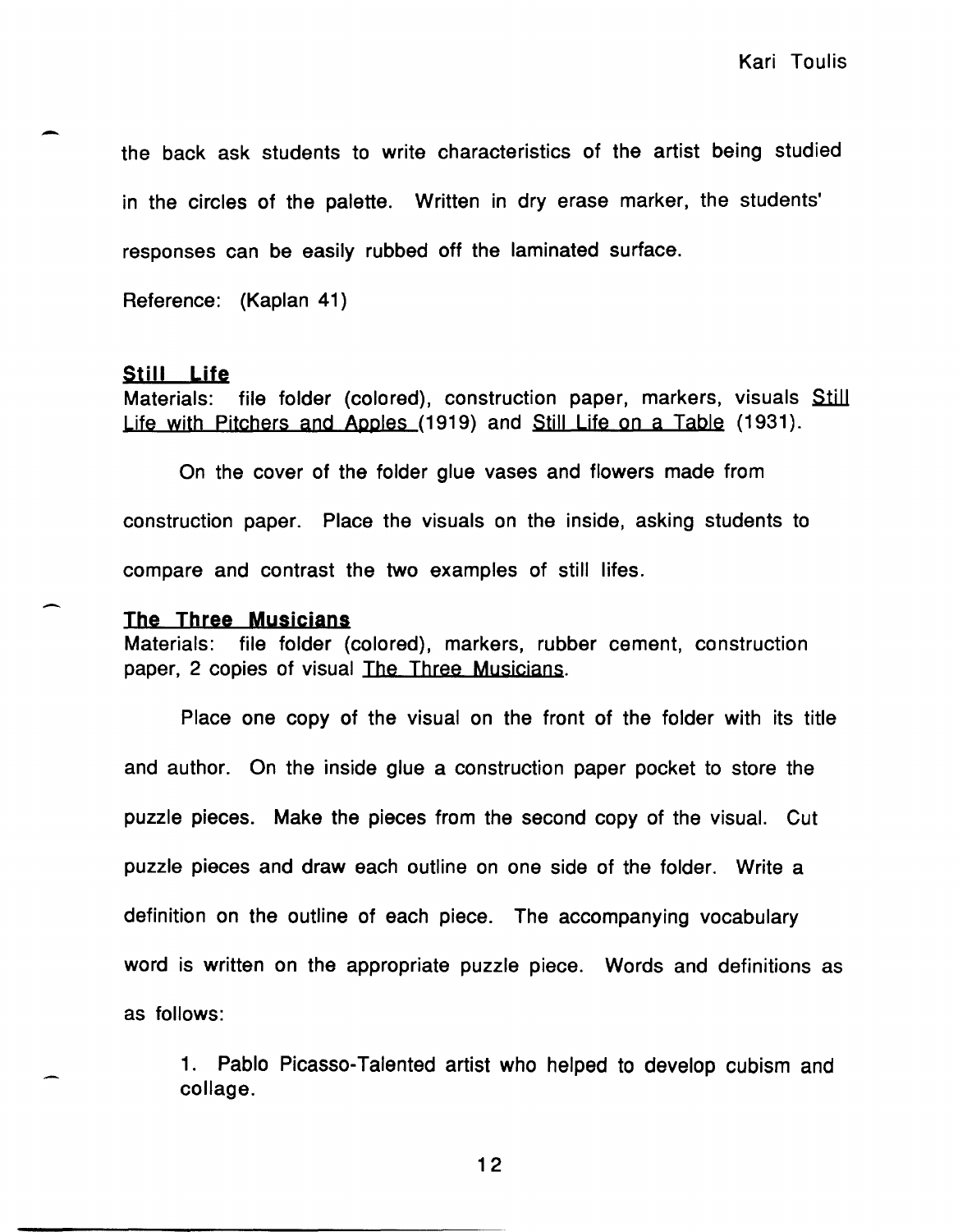the back ask students to write characteristics of the artist being studied in the circles of the palette. Written in dry erase marker, the students' responses can be easily rubbed off the laminated surface.

Reference: (Kaplan 41)

### Still Life

Materials: file folder (colored), construction paper, markers, visuals Still Life with Pitchers and Apples (1919) and Still Life on a Table (1931).

On the cover of the folder glue vases and flowers made from construction paper. Place the visuals on the inside, asking students to compare and contrast the two examples of still lifes.

### The Three Musicians

Materials: file folder (colored), markers, rubber cement, construction paper, 2 copies of visual The Three Musicians.

Place one copy of the visual on the front of the folder with its title and author. On the inside glue a construction paper pocket to store the puzzle pieces. Make the pieces from the second copy of the visual. Cut puzzle pieces and draw each outline on one side of the folder. Write a definition on the outline of each piece. The accompanying vocabulary word is written on the appropriate puzzle piece. Words and definitions as as follows:

1. Pablo Picasso-Talented artist who helped to develop cubism and collage.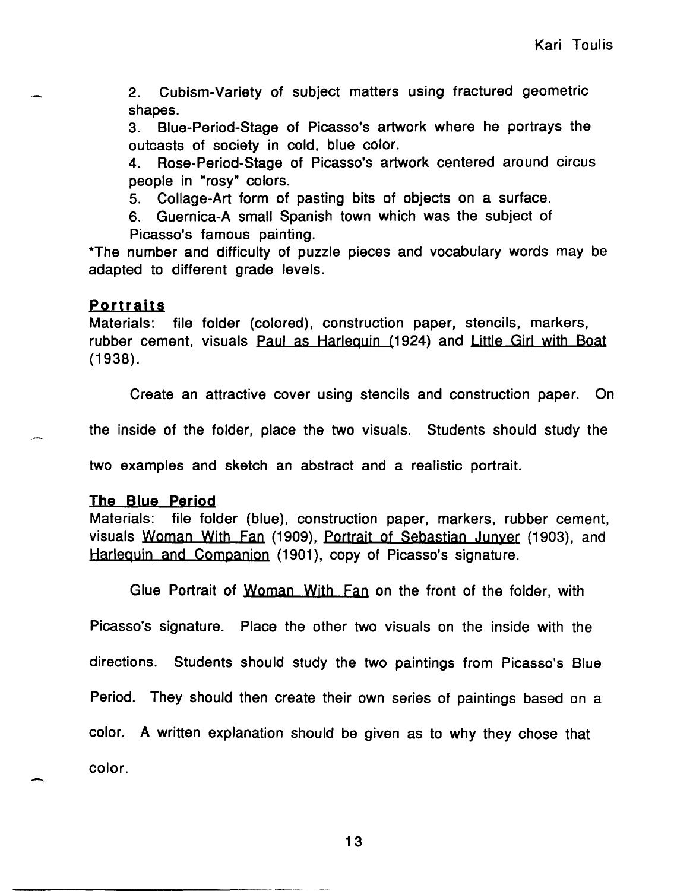2. Cubism-Variety of subject matters using fractured geometric shapes.
3. Blue-Period-Stage of Picasso's artwork where he portrays the outcasts of society in cold, blue color.
4. Rose-Period-Stage of Picasso's artwork centered around circus people in "rosy" colors.
5. Collage-Art form of pasting bits of objects on a surface.
6. Guernica-A small Spanish town which was the subject of Picasso's famous painting.

*The number and difficulty of puzzle pieces and vocabulary words may be adapted to different grade levels.

### Portraits

Materials: file folder (colored), construction paper, stencils, markers, rubber cement, visuals Paul as Harlequin (1924) and Little Girl with Boat (1938).

Create an attractive cover using stencils and construction paper. On the inside of the folder, place the two visuals. Students should study the two examples and sketch an abstract and a realistic portrait.

### The Blue Period

Materials: file folder (blue), construction paper, markers, rubber cement, visuals Woman With Fan (1909), Portrait of Sebastian Junyer (1903), and Harlequin and Companion (1901), copy of Picasso's signature.

Glue Portrait of Woman With Fan on the front of the folder, with Picasso's signature. Place the other two visuals on the inside with the directions. Students should study the two paintings from Picasso's Blue Period. They should then create their own series of paintings based on a color. A written explanation should be given as to why they chose that color.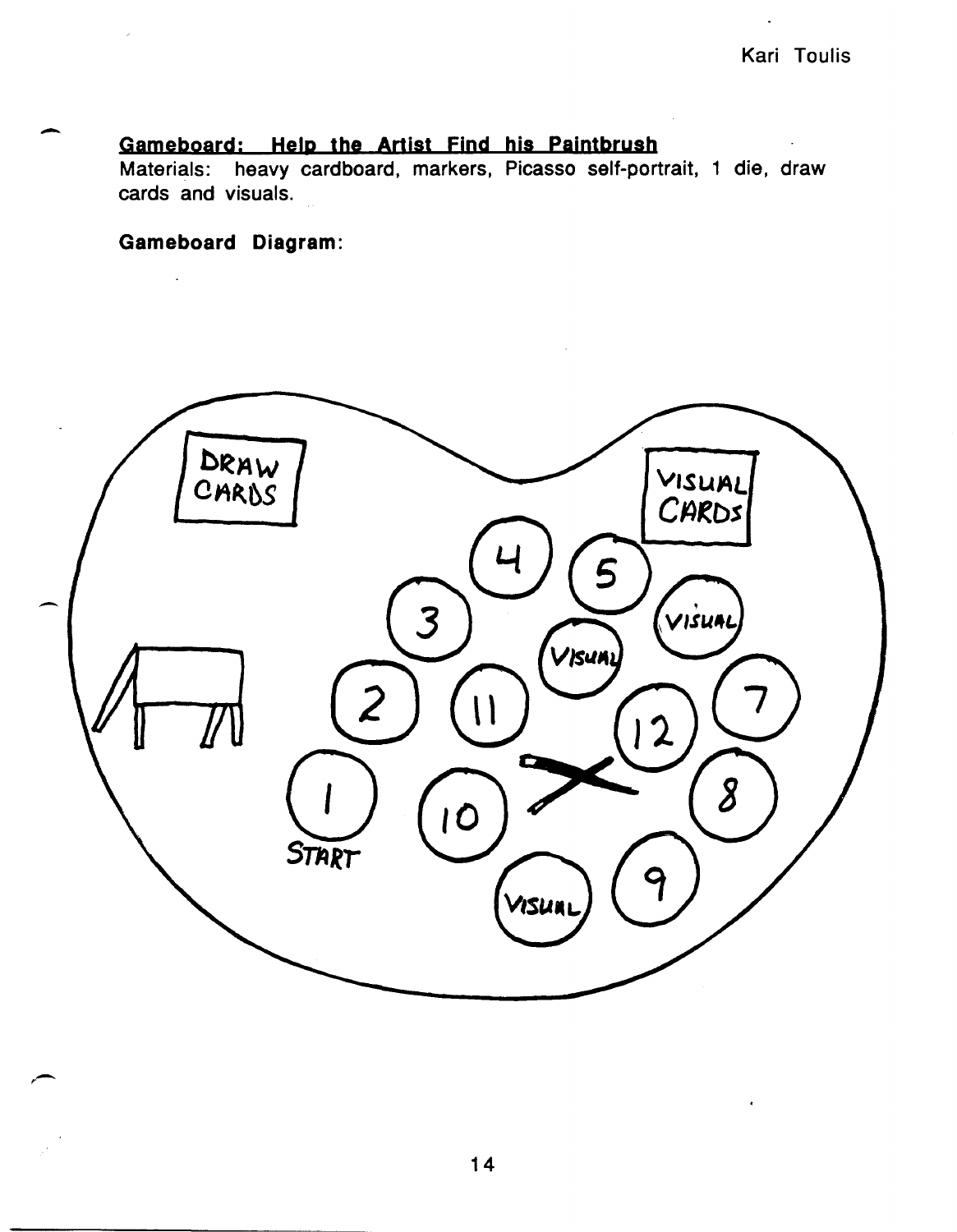**Gameboard: Help the Artist Find his Paintbrush**

Materials: heavy cardboard, markers, Picasso self-portrait, 1 die, draw cards and visuals.

**Gameboard Diagram:**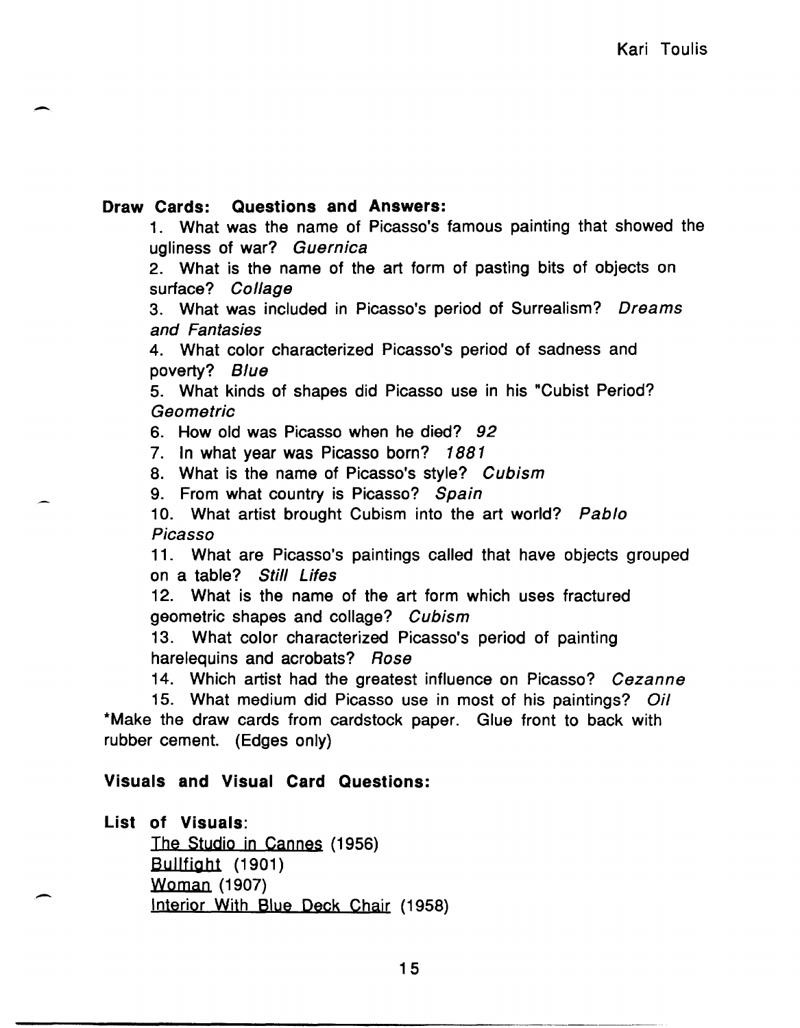**Draw Cards: Questions and Answers:**

1. What was the name of Picasso's famous painting that showed the ugliness of war? *Guernica*
2. What is the name of the art form of pasting bits of objects on surface? *Collage*
3. What was included in Picasso's period of Surrealism? *Dreams and Fantasies*
4. What color characterized Picasso's period of sadness and poverty? *Blue*
5. What kinds of shapes did Picasso use in his "Cubist Period? *Geometric*
6. How old was Picasso when he died? *92*
7. In what year was Picasso born? *1881*
8. What is the name of Picasso's style? *Cubism*
9. From what country is Picasso? *Spain*
10. What artist brought Cubism into the art world? *Pablo Picasso*
11. What are Picasso's paintings called that have objects grouped on a table? *Still Lifes*
12. What is the name of the art form which uses fractured geometric shapes and collage? *Cubism*
13. What color characterized Picasso's period of painting harelequins and acrobats? *Rose*
14. Which artist had the greatest influence on Picasso? *Cezanne*
15. What medium did Picasso use in most of his paintings? *Oil*

*Make the draw cards from cardstock paper. Glue front to back with rubber cement. (Edges only)

**Visuals and Visual Card Questions:**

**List of Visuals**:

The Studio in Cannes (1956)
Bullfight (1901)
Woman (1907)
Interior With Blue Deck Chair (1958)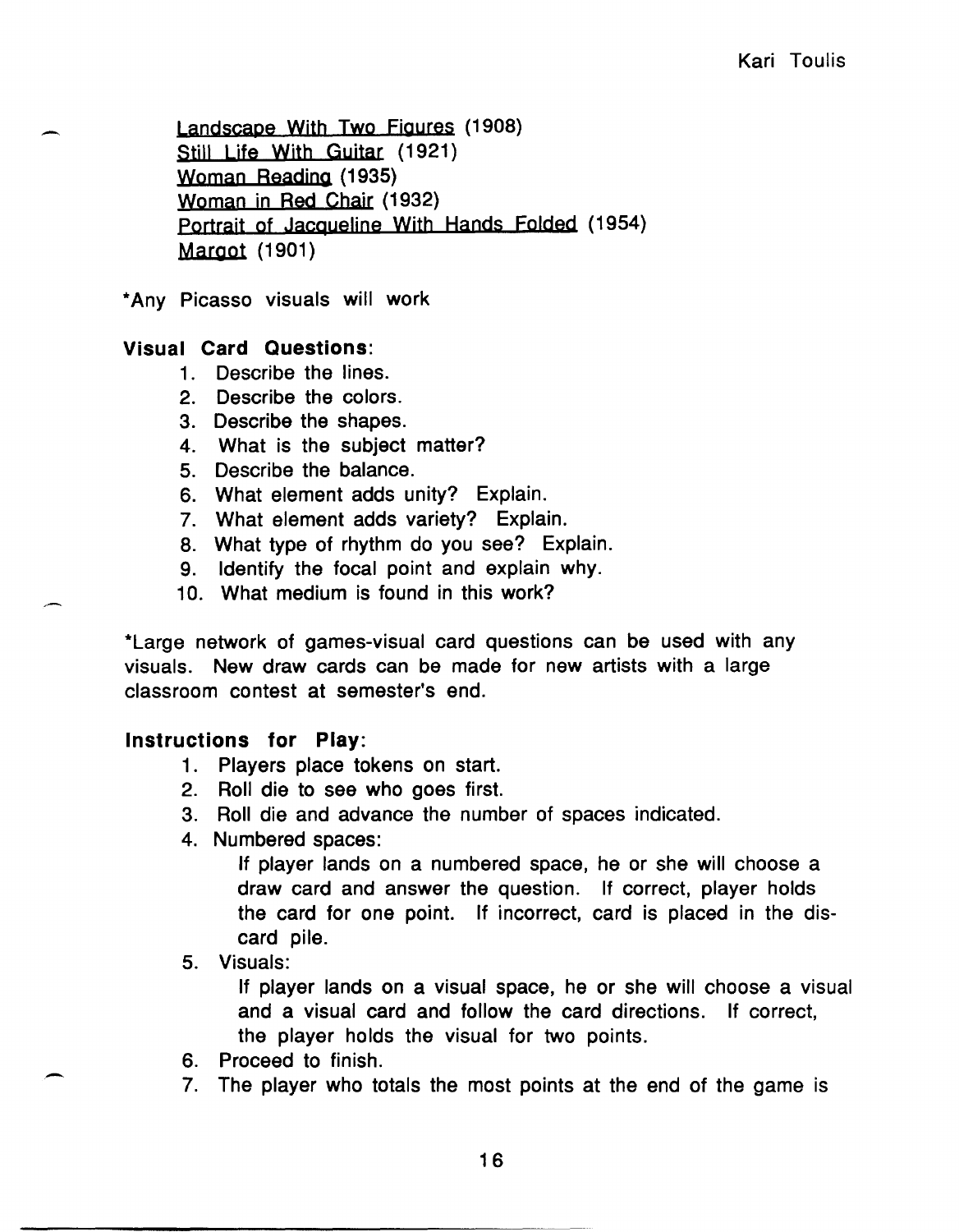Landscape With Two Figures (1908)
Still Life With Guitar (1921)
Woman Reading (1935)
Woman in Red Chair (1932)
Portrait of Jacqueline With Hands Folded (1954)
Margot (1901)

*Any Picasso visuals will work

**Visual Card Questions**:

1. Describe the lines.
2. Describe the colors.
3. Describe the shapes.
4. What is the subject matter?
5. Describe the balance.
6. What element adds unity? Explain.
7. What element adds variety? Explain.
8. What type of rhythm do you see? Explain.
9. Identify the focal point and explain why.
10. What medium is found in this work?

*Large network of games-visual card questions can be used with any visuals. New draw cards can be made for new artists with a large classroom contest at semester's end.

**Instructions for Play**:

1. Players place tokens on start.
2. Roll die to see who goes first.
3. Roll die and advance the number of spaces indicated.
4. Numbered spaces:

   If player lands on a numbered space, he or she will choose a draw card and answer the question. If correct, player holds the card for one point. If incorrect, card is placed in the discard pile.
5. Visuals:

   If player lands on a visual space, he or she will choose a visual and a visual card and follow the card directions. If correct, the player holds the visual for two points.
6. Proceed to finish.
7. The player who totals the most points at the end of the game is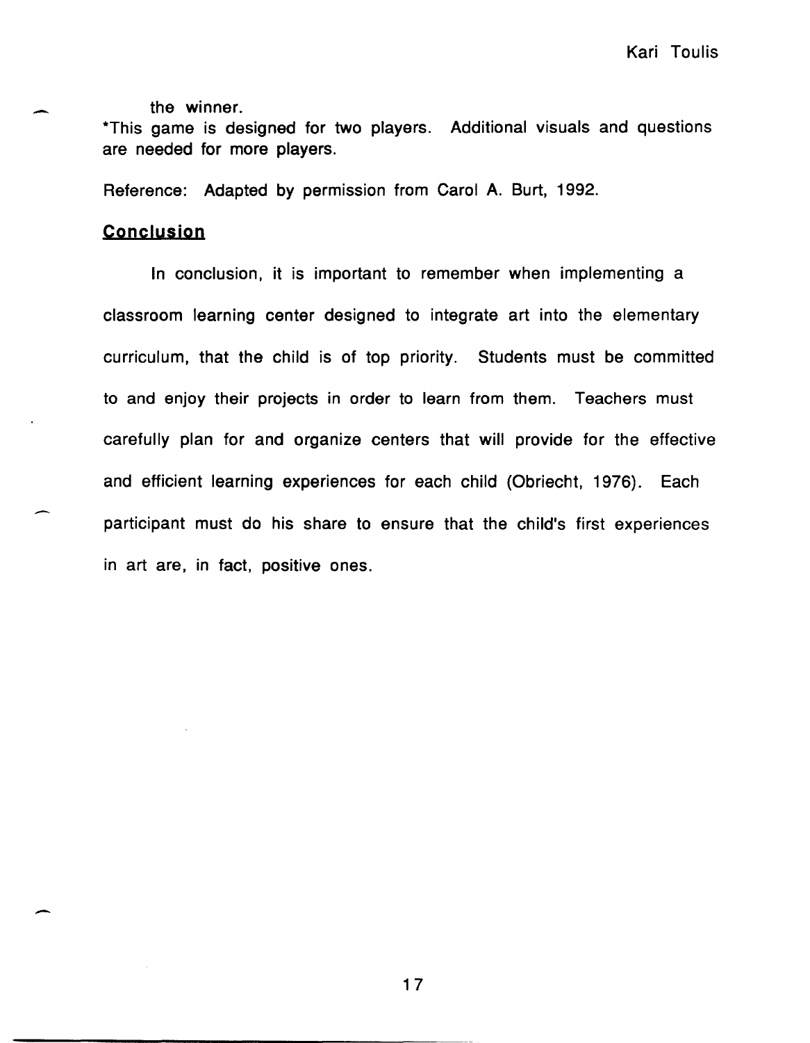the winner.

*This game is designed for two players. Additional visuals and questions are needed for more players.

Reference: Adapted by permission from Carol A. Burt, 1992.

## Conclusion

In conclusion, it is important to remember when implementing a classroom learning center designed to integrate art into the elementary curriculum, that the child is of top priority. Students must be committed to and enjoy their projects in order to learn from them. Teachers must carefully plan for and organize centers that will provide for the effective and efficient learning experiences for each child (Obriecht, 1976). Each participant must do his share to ensure that the child's first experiences in art are, in fact, positive ones.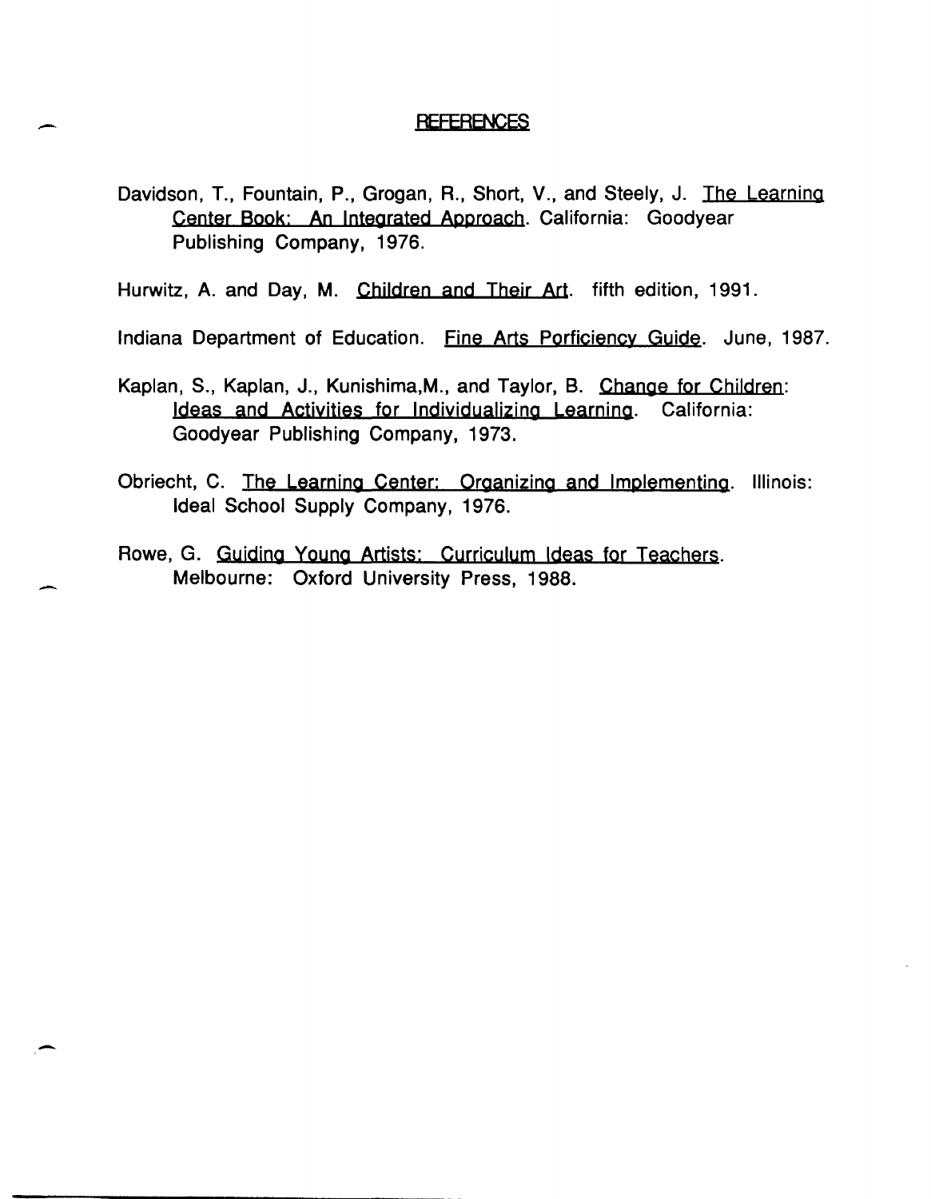## REFERENCES

Davidson, T., Fountain, P., Grogan, R., Short, V., and Steely, J. The Learning Center Book: An Integrated Approach. California: Goodyear Publishing Company, 1976.

Hurwitz, A. and Day, M. Children and Their Art. fifth edition, 1991.

Indiana Department of Education. Fine Arts Porficiency Guide. June, 1987.

Kaplan, S., Kaplan, J., Kunishima,M., and Taylor, B. Change for Children: Ideas and Activities for Individualizing Learning. California: Goodyear Publishing Company, 1973.

Obriecht, C. The Learning Center: Organizing and Implementing. Illinois: Ideal School Supply Company, 1976.

Rowe, G. Guiding Young Artists: Curriculum Ideas for Teachers. Melbourne: Oxford University Press, 1988.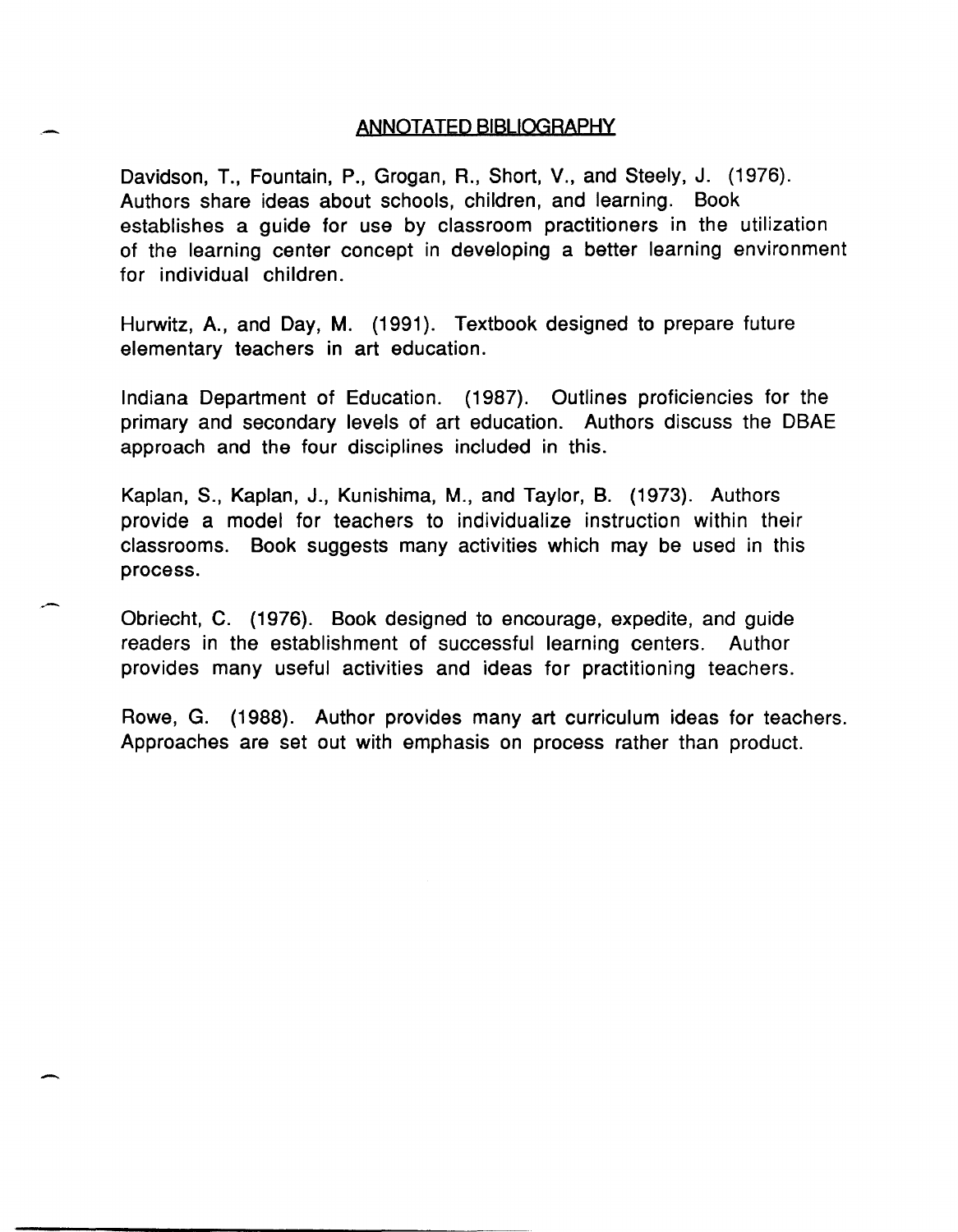## ANNOTATED BIBLIOGRAPHY

Davidson, T., Fountain, P., Grogan, R., Short, V., and Steely, J. (1976). Authors share ideas about schools, children, and learning. Book establishes a guide for use by classroom practitioners in the utilization of the learning center concept in developing a better learning environment for individual children.

Hurwitz, A., and Day, M. (1991). Textbook designed to prepare future elementary teachers in art education.

Indiana Department of Education. (1987). Outlines proficiencies for the primary and secondary levels of art education. Authors discuss the DBAE approach and the four disciplines included in this.

Kaplan, S., Kaplan, J., Kunishima, M., and Taylor, B. (1973). Authors provide a model for teachers to individualize instruction within their classrooms. Book suggests many activities which may be used in this process.

Obriecht, C. (1976). Book designed to encourage, expedite, and guide readers in the establishment of successful learning centers. Author provides many useful activities and ideas for practitioning teachers.

Rowe, G. (1988). Author provides many art curriculum ideas for teachers. Approaches are set out with emphasis on process rather than product.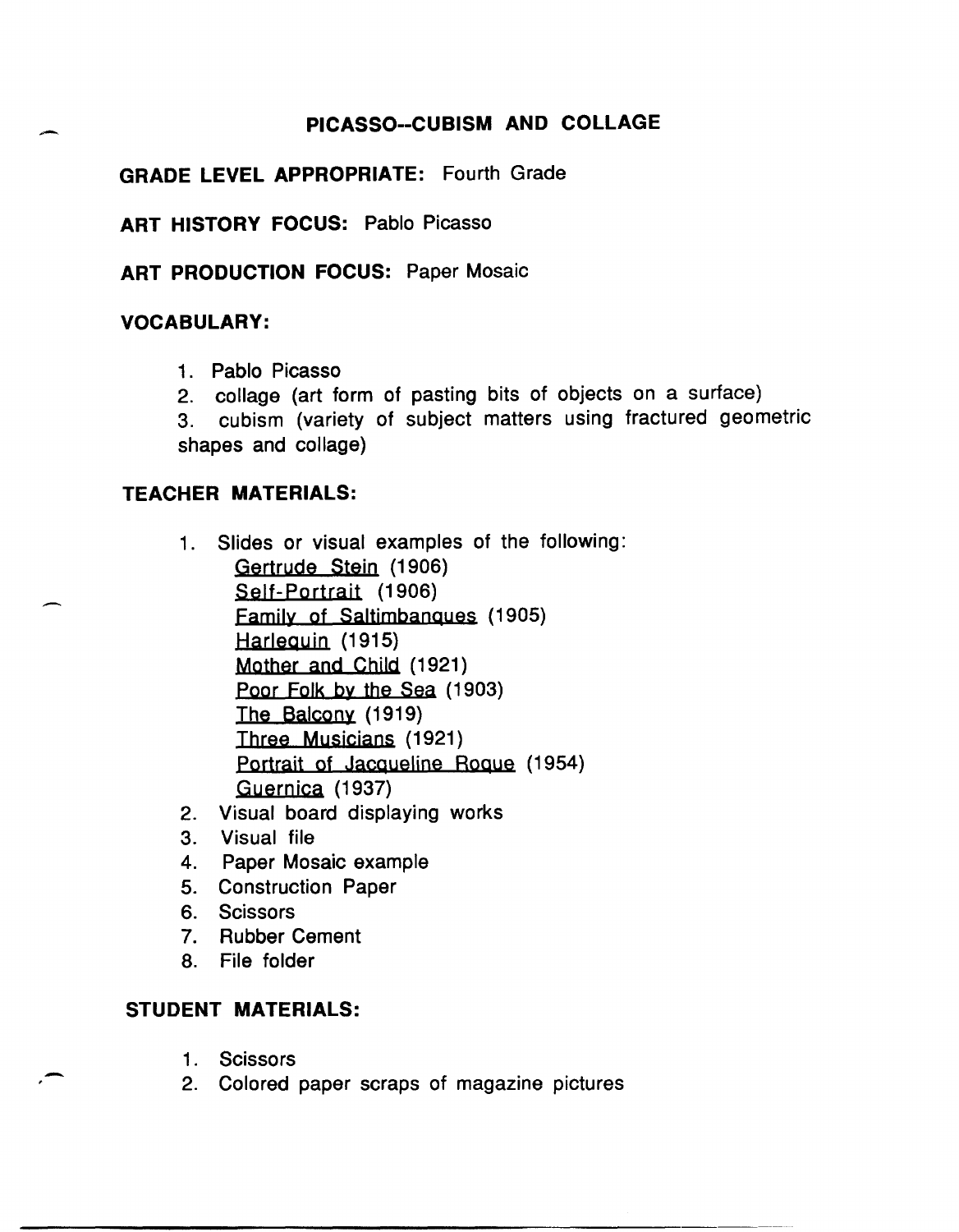# PICASSO--CUBISM AND COLLAGE

**GRADE LEVEL APPROPRIATE:** Fourth Grade

**ART HISTORY FOCUS:** Pablo Picasso

**ART PRODUCTION FOCUS:** Paper Mosaic

**VOCABULARY:**

1. Pablo Picasso
2. collage (art form of pasting bits of objects on a surface)
3. cubism (variety of subject matters using fractured geometric shapes and collage)

**TEACHER MATERIALS:**

1. Slides or visual examples of the following:
   - Gertrude Stein (1906)
   - Self-Portrait (1906)
   - Family of Saltimbanques (1905)
   - Harlequin (1915)
   - Mother and Child (1921)
   - Poor Folk by the Sea (1903)
   - The Balcony (1919)
   - Three Musicians (1921)
   - Portrait of Jacqueline Roque (1954)
   - Guernica (1937)
2. Visual board displaying works
3. Visual file
4. Paper Mosaic example
5. Construction Paper
6. Scissors
7. Rubber Cement
8. File folder

**STUDENT MATERIALS:**

1. Scissors
2. Colored paper scraps of magazine pictures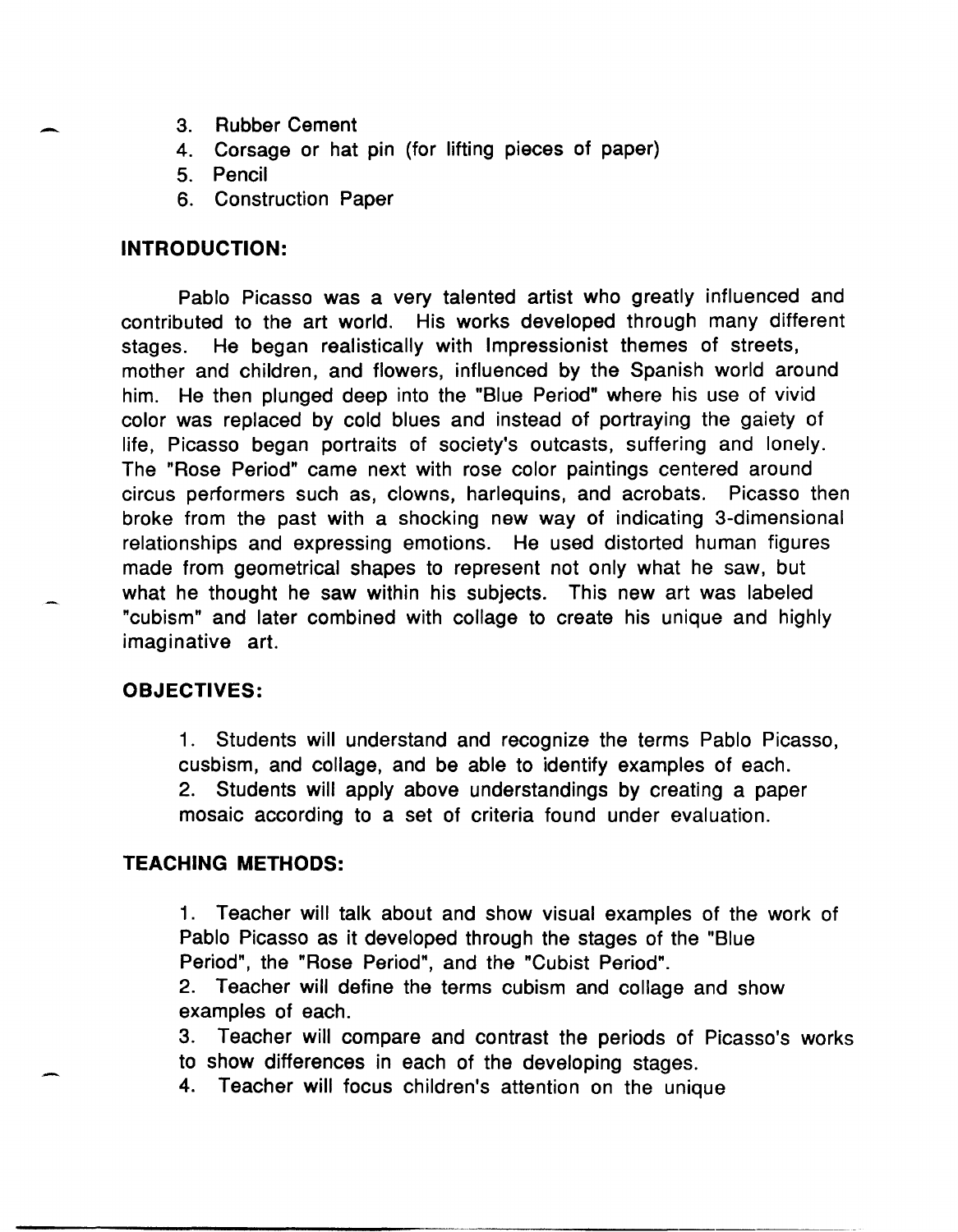3. Rubber Cement
4. Corsage or hat pin (for lifting pieces of paper)
5. Pencil
6. Construction Paper

## INTRODUCTION:

Pablo Picasso was a very talented artist who greatly influenced and contributed to the art world. His works developed through many different stages. He began realistically with Impressionist themes of streets, mother and children, and flowers, influenced by the Spanish world around him. He then plunged deep into the "Blue Period" where his use of vivid color was replaced by cold blues and instead of portraying the gaiety of life, Picasso began portraits of society's outcasts, suffering and lonely. The "Rose Period" came next with rose color paintings centered around circus performers such as, clowns, harlequins, and acrobats. Picasso then broke from the past with a shocking new way of indicating 3-dimensional relationships and expressing emotions. He used distorted human figures made from geometrical shapes to represent not only what he saw, but what he thought he saw within his subjects. This new art was labeled "cubism" and later combined with collage to create his unique and highly imaginative art.

## OBJECTIVES:

1. Students will understand and recognize the terms Pablo Picasso, cusbism, and collage, and be able to identify examples of each.
2. Students will apply above understandings by creating a paper mosaic according to a set of criteria found under evaluation.

## TEACHING METHODS:

1. Teacher will talk about and show visual examples of the work of Pablo Picasso as it developed through the stages of the "Blue Period", the "Rose Period", and the "Cubist Period".
2. Teacher will define the terms cubism and collage and show examples of each.
3. Teacher will compare and contrast the periods of Picasso's works to show differences in each of the developing stages.
4. Teacher will focus children's attention on the unique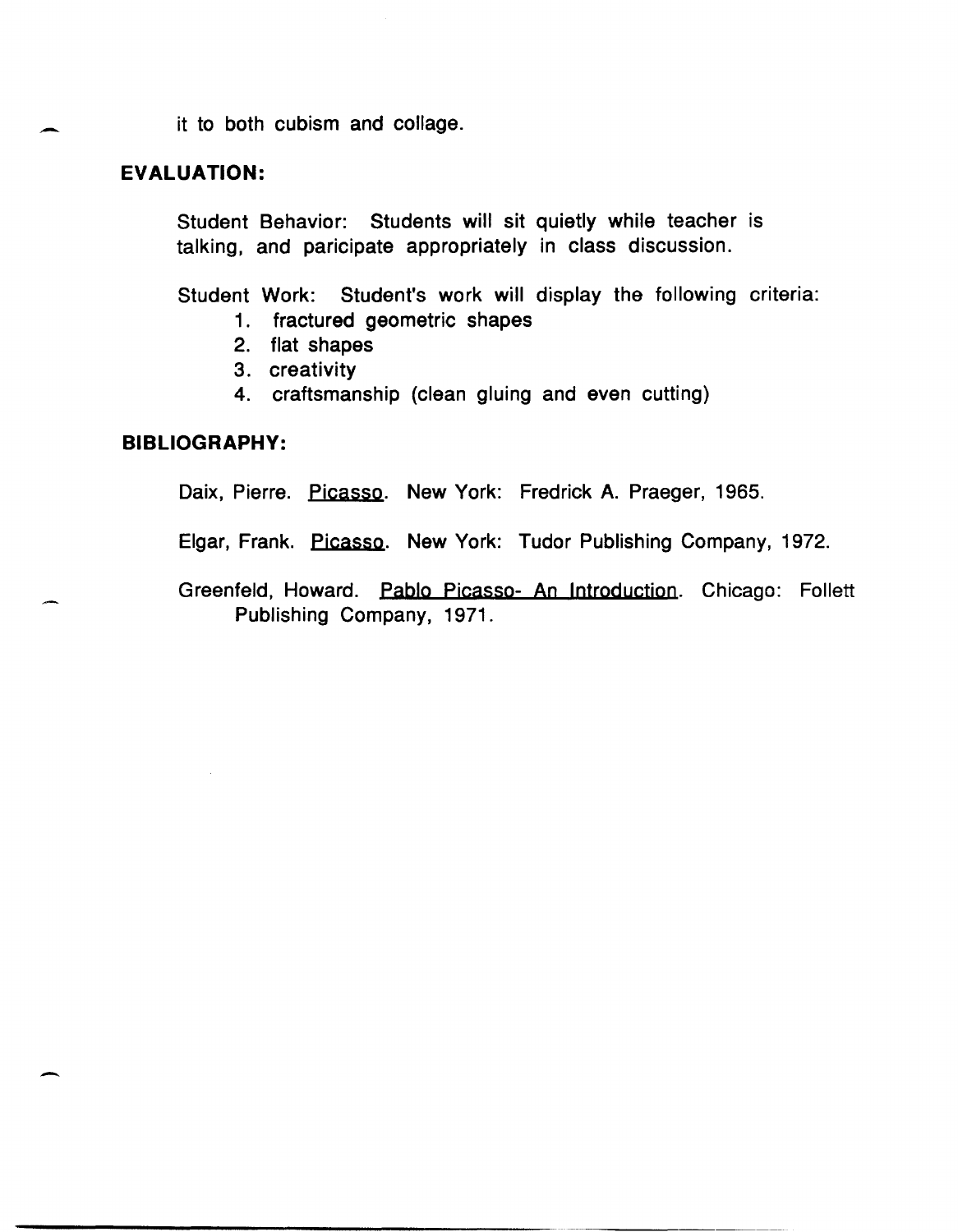it to both cubism and collage.

## EVALUATION:

Student Behavior: Students will sit quietly while teacher is talking, and paricipate appropriately in class discussion.

Student Work: Student's work will display the following criteria:

1. fractured geometric shapes
2. flat shapes
3. creativity
4. craftsmanship (clean gluing and even cutting)

## BIBLIOGRAPHY:

Daix, Pierre. Picasso. New York: Fredrick A. Praeger, 1965.

Elgar, Frank. Picasso. New York: Tudor Publishing Company, 1972.

Greenfeld, Howard. Pablo Picasso- An Introduction. Chicago: Follett Publishing Company, 1971.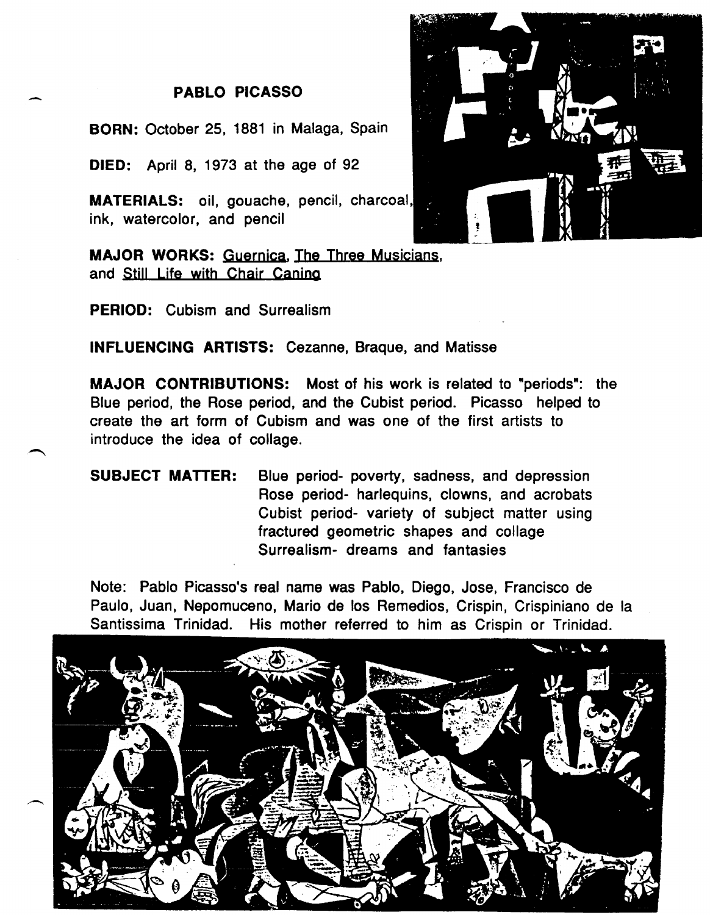# PABLO PICASSO

**BORN:** October 25, 1881 in Malaga, Spain

**DIED:** April 8, 1973 at the age of 92

**MATERIALS:** oil, gouache, pencil, charcoal, ink, watercolor, and pencil

**MAJOR WORKS:** Guernica, The Three Musicians, and Still Life with Chair Caning

**PERIOD:** Cubism and Surrealism

**INFLUENCING ARTISTS:** Cezanne, Braque, and Matisse

**MAJOR CONTRIBUTIONS:** Most of his work is related to "periods": the Blue period, the Rose period, and the Cubist period. Picasso helped to create the art form of Cubism and was one of the first artists to introduce the idea of collage.

**SUBJECT MATTER:**
- Blue period- poverty, sadness, and depression
- Rose period- harlequins, clowns, and acrobats
- Cubist period- variety of subject matter using fractured geometric shapes and collage
- Surrealism- dreams and fantasies

Note: Pablo Picasso's real name was Pablo, Diego, Jose, Francisco de Paulo, Juan, Nepomuceno, Mario de los Remedios, Crispin, Crispiniano de la Santissima Trinidad. His mother referred to him as Crispin or Trinidad.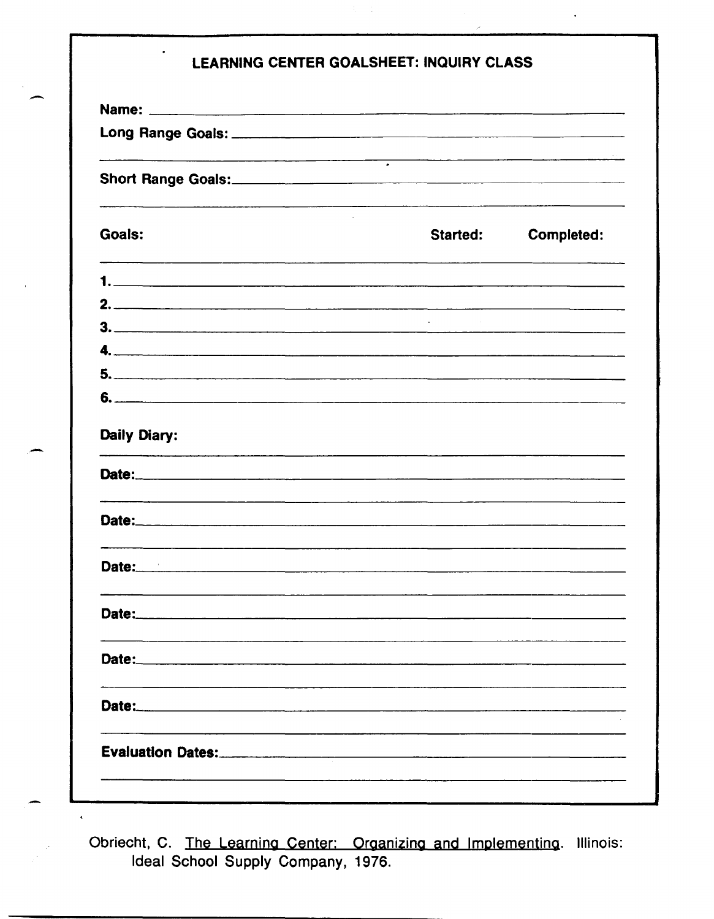## LEARNING CENTER GOALSHEET: INQUIRY CLASS

**Name:** ______________________________________________

**Long Range Goals:** ______________________________________________

______________________________________________

**Short Range Goals:** ______________________________________________

______________________________________________

| **Goals:** | **Started:** | **Completed:** |
|---|---|---|
| **1.** | | |
| **2.** | | |
| **3.** | | |
| **4.** | | |
| **5.** | | |
| **6.** | | |

**Daily Diary:**

______________________________________________

**Date:** ______________________________________________

______________________________________________

**Date:** ______________________________________________

______________________________________________

**Date:** ______________________________________________

______________________________________________

**Date:** ______________________________________________

______________________________________________

**Date:** ______________________________________________

______________________________________________

**Date:** ______________________________________________

______________________________________________

**Evaluation Dates:** ______________________________________________

______________________________________________

Obriecht, C. The Learning Center: Organizing and Implementing. Illinois: Ideal School Supply Company, 1976.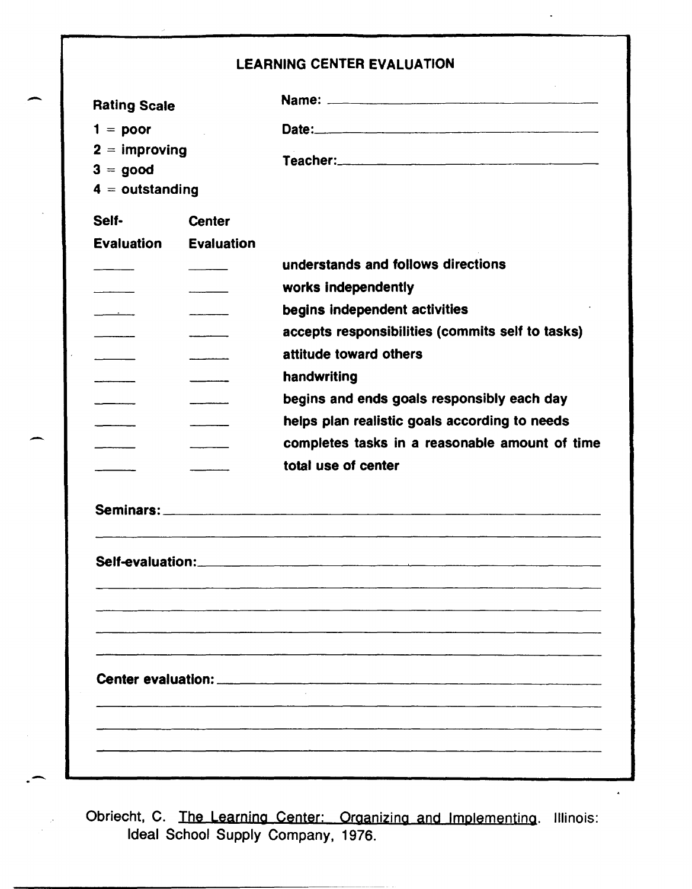# LEARNING CENTER EVALUATION

**Rating Scale**

1 = poor
2 = improving
3 = good
4 = outstanding

Name: ______________________________

Date: ______________________________

Teacher: ______________________________

| Self-Evaluation | Center Evaluation | |
|---|---|---|
| ______ | ______ | understands and follows directions |
| ______ | ______ | works independently |
| ______ | ______ | begins independent activities |
| ______ | ______ | accepts responsibilities (commits self to tasks) |
| ______ | ______ | attitude toward others |
| ______ | ______ | handwriting |
| ______ | ______ | begins and ends goals responsibly each day |
| ______ | ______ | helps plan realistic goals according to needs |
| ______ | ______ | completes tasks in a reasonable amount of time |
| ______ | ______ | total use of center |

Seminars: ______________________________________________

______________________________________________________

Self-evaluation: ________________________________________

______________________________________________________

______________________________________________________

______________________________________________________

______________________________________________________

Center evaluation: ______________________________________

______________________________________________________

______________________________________________________

______________________________________________________

Obriecht, C. The Learning Center: Organizing and Implementing. Illinois: Ideal School Supply Company, 1976.